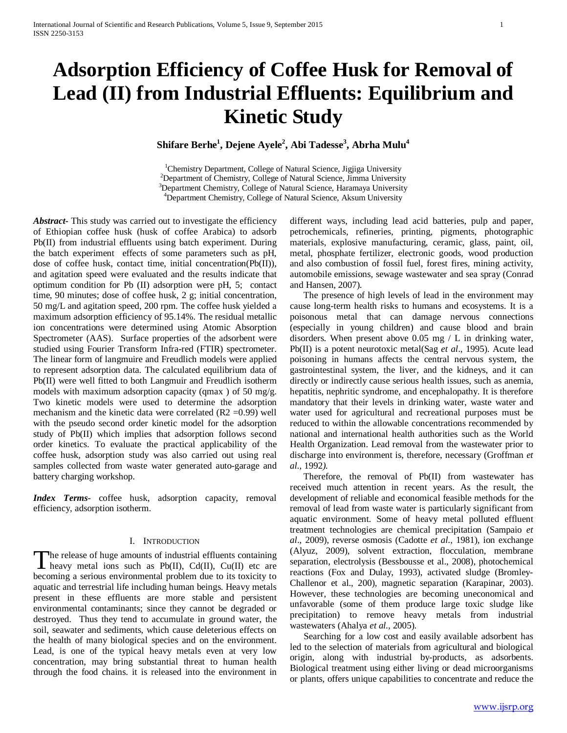# Adsorption Efficiency of Coffee Husk for Removal of Lead (II) from Industrial Effluents: Equilibrium and Kinetic Study

**Shifare Berhe[1], Dejene Ayele[2], Abi Tadesse[3], Abrha Mulu[4]**

[1]Chemistry Department, College of Natural Science, Jigjiga University
[2]Department of Chemistry, College of Natural Science, Jimma University
[3]Department Chemistry, College of Natural Science, Haramaya University
[4]Department Chemistry, College of Natural Science, Aksum University

***Abstract***- This study was carried out to investigate the efficiency of Ethiopian coffee husk (husk of coffee Arabica) to adsorb Pb(II) from industrial effluents using batch experiment. During the batch experiment effects of some parameters such as pH, dose of coffee husk, contact time, initial concentration(Pb(II)), and agitation speed were evaluated and the results indicate that optimum condition for Pb (II) adsorption were pH, 5; contact time, 90 minutes; dose of coffee husk, 2 g; initial concentration, 50 mg/L and agitation speed, 200 rpm. The coffee husk yielded a maximum adsorption efficiency of 95.14%. The residual metallic ion concentrations were determined using Atomic Absorption Spectrometer (AAS). Surface properties of the adsorbent were studied using Fourier Transform Infra-red (FTIR) spectrometer. The linear form of langmuire and Freudlich models were applied to represent adsorption data. The calculated equilibrium data of Pb(II) were well fitted to both Langmuir and Freudlich isotherm models with maximum adsorption capacity ($q_{max}$) of 50 mg/g. Two kinetic models were used to determine the adsorption mechanism and the kinetic data were correlated ($R2 = 0.99$) well with the pseudo second order kinetic model for the adsorption study of Pb(II) which implies that adsorption follows second order kinetics. To evaluate the practical applicability of the coffee husk, adsorption study was also carried out using real samples collected from waste water generated auto-garage and battery charging workshop.

***Index Terms***- coffee husk, adsorption capacity, removal efficiency, adsorption isotherm.

## I. Introduction

The release of huge amounts of industrial effluents containing heavy metal ions such as Pb(II), Cd(II), Cu(II) etc are becoming a serious environmental problem due to its toxicity to aquatic and terrestrial life including human beings. Heavy metals present in these effluents are more stable and persistent environmental contaminants; since they cannot be degraded or destroyed. Thus they tend to accumulate in ground water, the soil, seawater and sediments, which cause deleterious effects on the health of many biological species and on the environment. Lead, is one of the typical heavy metals even at very low concentration, may bring substantial threat to human health through the food chains. it is released into the environment in different ways, including lead acid batteries, pulp and paper, petrochemicals, refineries, printing, pigments, photographic materials, explosive manufacturing, ceramic, glass, paint, oil, metal, phosphate fertilizer, electronic goods, wood production and also combustion of fossil fuel, forest fires, mining activity, automobile emissions, sewage wastewater and sea spray (Conrad and Hansen, 2007).

The presence of high levels of lead in the environment may cause long-term health risks to humans and ecosystems. It is a poisonous metal that can damage nervous connections (especially in young children) and cause blood and brain disorders. When present above 0.05 mg / L in drinking water, Pb(II) is a potent neurotoxic metal(Sag *et al*., 1995). Acute lead poisoning in humans affects the central nervous system, the gastrointestinal system, the liver, and the kidneys, and it can directly or indirectly cause serious health issues, such as anemia, hepatitis, nephritic syndrome, and encephalopathy. It is therefore mandatory that their levels in drinking water, waste water and water used for agricultural and recreational purposes must be reduced to within the allowable concentrations recommended by national and international health authorities such as the World Health Organization. Lead removal from the wastewater prior to discharge into environment is, therefore, necessary (Groffman *et al.,* 1992*).*

Therefore, the removal of Pb(II) from wastewater has received much attention in recent years. As the result, the development of reliable and economical feasible methods for the removal of lead from waste water is particularly significant from aquatic environment. Some of heavy metal polluted effluent treatment technologies are chemical precipitation (Sampaio *et al*., 2009), reverse osmosis (Cadotte *et al*., 1981), ion exchange (Alyuz, 2009), solvent extraction, flocculation, membrane separation, electrolysis (Bessbousse et al., 2008), photochemical reactions (Fox and Dulay, 1993), activated sludge (Bromley-Challenor et al., 200), magnetic separation (Karapinar, 2003). However, these technologies are becoming uneconomical and unfavorable (some of them produce large toxic sludge like precipitation) to remove heavy metals from industrial wastewaters (Ahalya *et al.,* 2005).

Searching for a low cost and easily available adsorbent has led to the selection of materials from agricultural and biological origin, along with industrial by-products, as adsorbents. Biological treatment using either living or dead microorganisms or plants, offers unique capabilities to concentrate and reduce the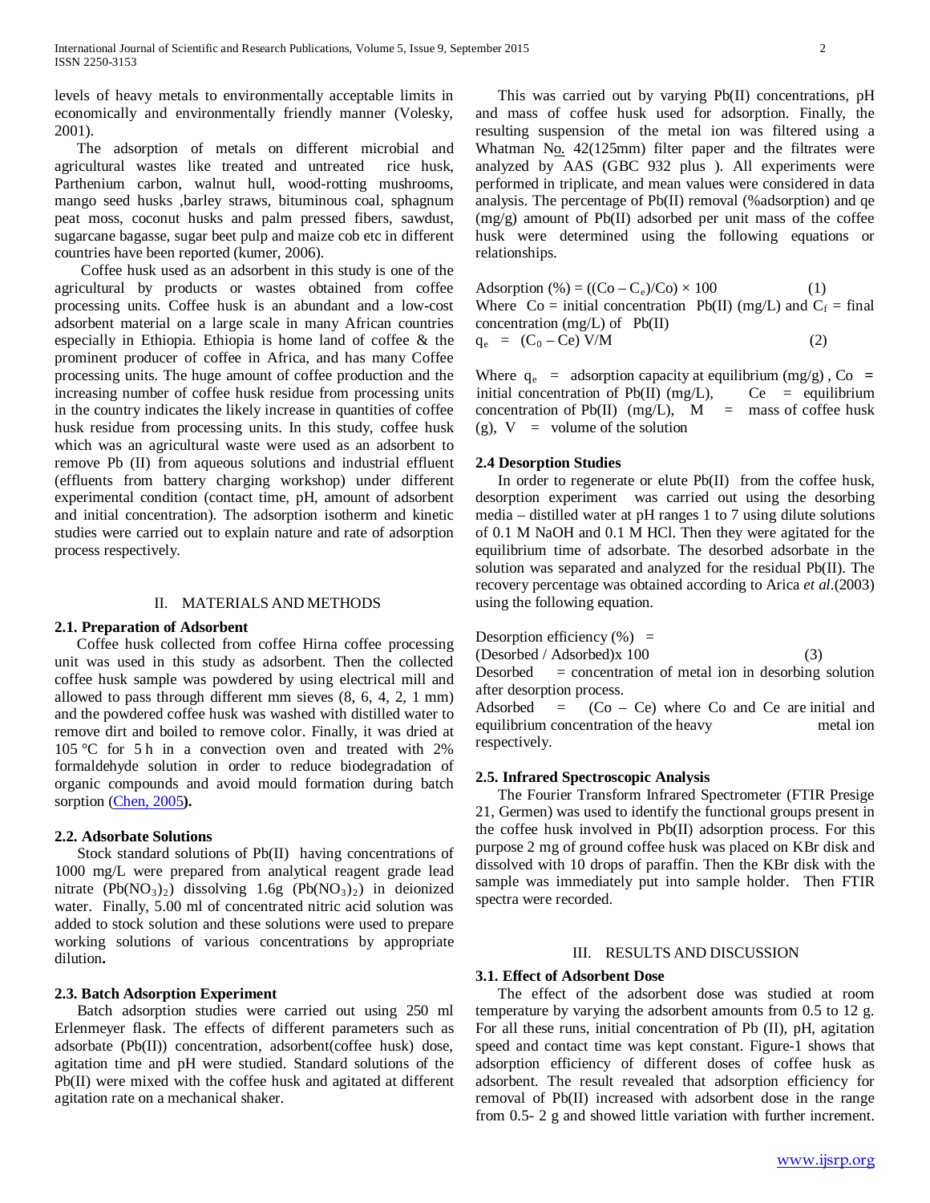levels of heavy metals to environmentally acceptable limits in economically and environmentally friendly manner (Volesky, 2001).

The adsorption of metals on different microbial and agricultural wastes like treated and untreated rice husk, Parthenium carbon, walnut hull, wood-rotting mushrooms, mango seed husks ,barley straws, bituminous coal, sphagnum peat moss, coconut husks and palm pressed fibers, sawdust, sugarcane bagasse, sugar beet pulp and maize cob etc in different countries have been reported (kumer, 2006).

Coffee husk used as an adsorbent in this study is one of the agricultural by products or wastes obtained from coffee processing units. Coffee husk is an abundant and a low-cost adsorbent material on a large scale in many African countries especially in Ethiopia. Ethiopia is home land of coffee & the prominent producer of coffee in Africa, and has many Coffee processing units. The huge amount of coffee production and the increasing number of coffee husk residue from processing units in the country indicates the likely increase in quantities of coffee husk residue from processing units. In this study, coffee husk which was an agricultural waste were used as an adsorbent to remove Pb (II) from aqueous solutions and industrial effluent (effluents from battery charging workshop) under different experimental condition (contact time, pH, amount of adsorbent and initial concentration). The adsorption isotherm and kinetic studies were carried out to explain nature and rate of adsorption process respectively.

## II. MATERIALS AND METHODS

### 2.1. Preparation of Adsorbent

Coffee husk collected from coffee Hirna coffee processing unit was used in this study as adsorbent. Then the collected coffee husk sample was powdered by using electrical mill and allowed to pass through different mm sieves (8, 6, 4, 2, 1 mm) and the powdered coffee husk was washed with distilled water to remove dirt and boiled to remove color. Finally, it was dried at 105 °C for 5 h in a convection oven and treated with 2% formaldehyde solution in order to reduce biodegradation of organic compounds and avoid mould formation during batch sorption (Chen, 2005**).**

### 2.2. Adsorbate Solutions

Stock standard solutions of Pb(II) having concentrations of 1000 mg/L were prepared from analytical reagent grade lead nitrate ($Pb(NO_3)_2$) dissolving 1.6g ($Pb(NO_3)_2$) in deionized water. Finally, 5.00 ml of concentrated nitric acid solution was added to stock solution and these solutions were used to prepare working solutions of various concentrations by appropriate dilution**.**

### 2.3. Batch Adsorption Experiment

Batch adsorption studies were carried out using 250 ml Erlenmeyer flask. The effects of different parameters such as adsorbate (Pb(II)) concentration, adsorbent(coffee husk) dose, agitation time and pH were studied. Standard solutions of the Pb(II) were mixed with the coffee husk and agitated at different agitation rate on a mechanical shaker.

This was carried out by varying Pb(II) concentrations, pH and mass of coffee husk used for adsorption. Finally, the resulting suspension of the metal ion was filtered using a Whatman No. 42(125mm) filter paper and the filtrates were analyzed by AAS (GBC 932 plus ). All experiments were performed in triplicate, and mean values were considered in data analysis. The percentage of Pb(II) removal (%adsorption) and qe (mg/g) amount of Pb(II) adsorbed per unit mass of the coffee husk were determined using the following equations or relationships.

$$\text{Adsorption (\%)} = ((C_o - C_e)/C_o) \times 100 \quad (1)$$

Where $C_o$ = initial concentration Pb(II) (mg/L) and $C_f$ = final concentration (mg/L) of Pb(II)

$$q_e = (C_0 - C_e)\, V/M \quad (2)$$

Where $q_e$ = adsorption capacity at equilibrium (mg/g) , $C_o$ = initial concentration of Pb(II) (mg/L), $C_e$ = equilibrium concentration of Pb(II) (mg/L), M = mass of coffee husk (g), V = volume of the solution

### 2.4 Desorption Studies

In order to regenerate or elute Pb(II) from the coffee husk, desorption experiment was carried out using the desorbing media – distilled water at pH ranges 1 to 7 using dilute solutions of 0.1 M NaOH and 0.1 M HCl. Then they were agitated for the equilibrium time of adsorbate. The desorbed adsorbate in the solution was separated and analyzed for the residual Pb(II). The recovery percentage was obtained according to Arica *et al*.(2003) using the following equation.

$$\text{Desorption efficiency (\%)} = (\text{Desorbed} / \text{Adsorbed}) \times 100 \quad (3)$$

Desorbed = concentration of metal ion in desorbing solution after desorption process.

Adsorbed = ($C_o$ – $C_e$) where $C_o$ and $C_e$ are initial and equilibrium concentration of the heavy metal ion respectively.

### 2.5. Infrared Spectroscopic Analysis

The Fourier Transform Infrared Spectrometer (FTIR Presige 21, Germen) was used to identify the functional groups present in the coffee husk involved in Pb(II) adsorption process. For this purpose 2 mg of ground coffee husk was placed on KBr disk and dissolved with 10 drops of paraffin. Then the KBr disk with the sample was immediately put into sample holder. Then FTIR spectra were recorded.

## III. RESULTS AND DISCUSSION

### 3.1. Effect of Adsorbent Dose

The effect of the adsorbent dose was studied at room temperature by varying the adsorbent amounts from 0.5 to 12 g. For all these runs, initial concentration of Pb (II), pH, agitation speed and contact time was kept constant. Figure-1 shows that adsorption efficiency of different doses of coffee husk as adsorbent. The result revealed that adsorption efficiency for removal of Pb(II) increased with adsorbent dose in the range from 0.5- 2 g and showed little variation with further increment.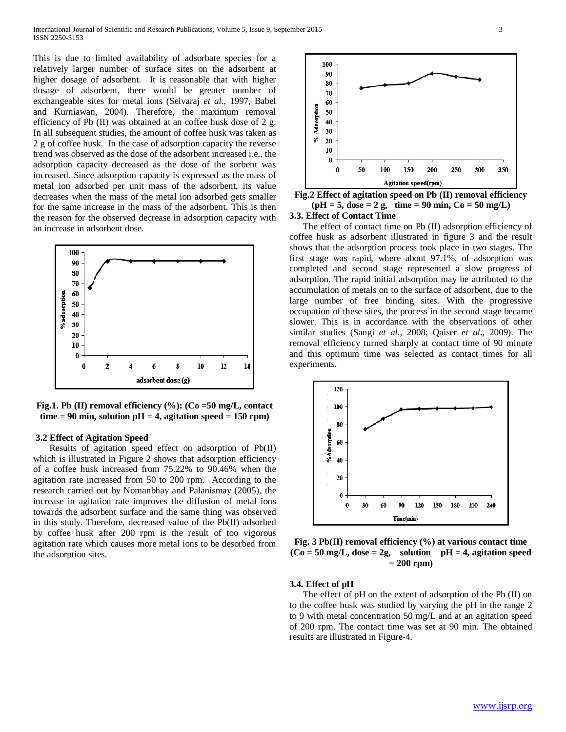This is due to limited availability of adsorbate species for a relatively larger number of surface sites on the adsorbent at higher dosage of adsorbent. It is reasonable that with higher dosage of adsorbent, there would be greater number of exchangeable sites for metal ions (Selvaraj *et al.*, 1997, Babel and Kurniawan, 2004). Therefore, the maximum removal efficiency of Pb (II) was obtained at an coffee husk dose of 2 g. In all subsequent studies, the amount of coffee husk was taken as 2 g of coffee husk. In the case of adsorption capacity the reverse trend was observed as the dose of the adsorbent increased i.e., the adsorption capacity decreased as the dose of the sorbent was increased. Since adsorption capacity is expressed as the mass of metal ion adsorbed per unit mass of the adsorbent, its value decreases when the mass of the metal ion adsorbed gets smaller for the same increase in the mass of the adsorbent. This is then the reason for the observed decrease in adsorption capacity with an increase in adsorbent dose.

**Fig.1. Pb (II) removal efficiency (%): (Co =50 mg/L, contact time = 90 min, solution pH = 4, agitation speed = 150 rpm)**

### 3.2 Effect of Agitation Speed

Results of agitation speed effect on adsorption of Pb(II) which is illustrated in Figure 2 shows that adsorption efficiency of a coffee husk increased from 75.22% to 90.46% when the agitation rate increased from 50 to 200 rpm. According to the research carried out by Nomanbhay and Palanismay (2005), the increase in agitation rate improves the diffusion of metal ions towards the adsorbent surface and the same thing was observed in this study. Therefore, decreased value of the Pb(II) adsorbed by coffee husk after 200 rpm is the result of too vigorous agitation rate which causes more metal ions to be desorbed from the adsorption sites.

**Fig.2 Effect of agitation speed on Pb (II) removal efficiency (pH = 5, dose = 2 g, time = 90 min, Co = 50 mg/L)**

### 3.3. Effect of Contact Time

The effect of contact time on Pb (II) adsorption efficiency of coffee husk as adsorbent illustrated in figure 3 and the result shows that the adsorption process took place in two stages. The first stage was rapid, where about 97.1%, of adsorption was completed and second stage represented a slow progress of adsorption. The rapid initial adsorption may be attributed to the accumulation of metals on to the surface of adsorbent, due to the large number of free binding sites. With the progressive occupation of these sites, the process in the second stage became slower. This is in accordance with the observations of other similar studies (Sangi *et al.*, 2008; Qaiser *et al*., 2009). The removal efficiency turned sharply at contact time of 90 minute and this optimum time was selected as contact times for all experiments.

**Fig. 3 Pb(II) removal efficiency (%) at various contact time (Co = 50 mg/L, dose = 2g, solution pH = 4, agitation speed = 200 rpm)**

### 3.4. Effect of pH

The effect of pH on the extent of adsorption of the Pb (II) on to the coffee husk was studied by varying the pH in the range 2 to 9 with metal concentration 50 mg/L and at an agitation speed of 200 rpm. The contact time was set at 90 min. The obtained results are illustrated in Figure-4.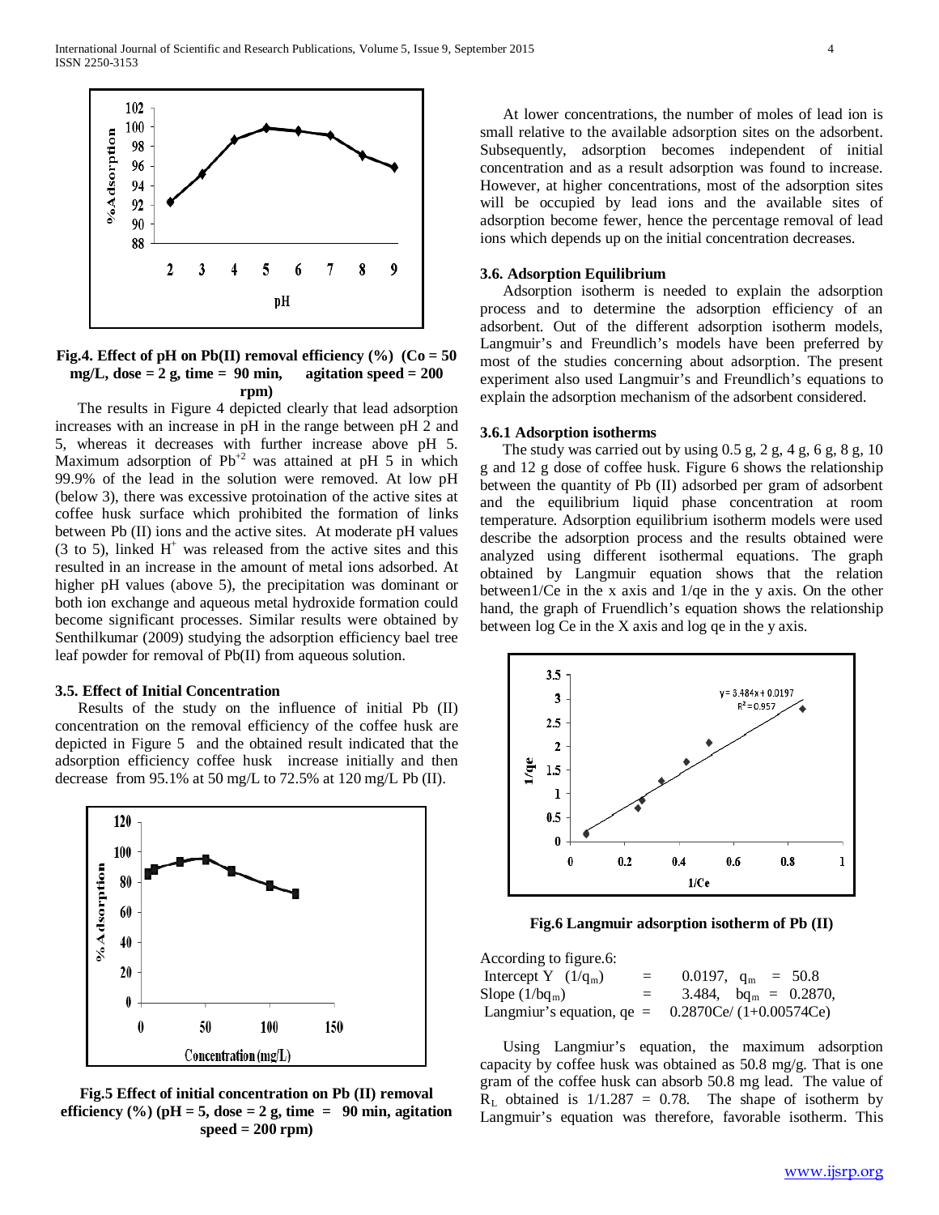Fig.4. Effect of pH on Pb(II) removal efficiency (%) (Co = 50 mg/L, dose = 2 g, time = 90 min, agitation speed = 200 rpm)

The results in Figure 4 depicted clearly that lead adsorption increases with an increase in pH in the range between pH 2 and 5, whereas it decreases with further increase above pH 5. Maximum adsorption of $Pb^{+2}$ was attained at pH 5 in which 99.9% of the lead in the solution were removed. At low pH (below 3), there was excessive protoination of the active sites at coffee husk surface which prohibited the formation of links between Pb (II) ions and the active sites. At moderate pH values (3 to 5), linked $H^+$ was released from the active sites and this resulted in an increase in the amount of metal ions adsorbed. At higher pH values (above 5), the precipitation was dominant or both ion exchange and aqueous metal hydroxide formation could become significant processes. Similar results were obtained by Senthilkumar (2009) studying the adsorption efficiency bael tree leaf powder for removal of Pb(II) from aqueous solution.

### 3.5. Effect of Initial Concentration

Results of the study on the influence of initial Pb (II) concentration on the removal efficiency of the coffee husk are depicted in Figure 5 and the obtained result indicated that the adsorption efficiency coffee husk increase initially and then decrease from 95.1% at 50 mg/L to 72.5% at 120 mg/L Pb (II).

Fig.5 Effect of initial concentration on Pb (II) removal efficiency (%) (pH = 5, dose = 2 g, time = 90 min, agitation speed = 200 rpm)

At lower concentrations, the number of moles of lead ion is small relative to the available adsorption sites on the adsorbent. Subsequently, adsorption becomes independent of initial concentration and as a result adsorption was found to increase. However, at higher concentrations, most of the adsorption sites will be occupied by lead ions and the available sites of adsorption become fewer, hence the percentage removal of lead ions which depends up on the initial concentration decreases.

### 3.6. Adsorption Equilibrium

Adsorption isotherm is needed to explain the adsorption process and to determine the adsorption efficiency of an adsorbent. Out of the different adsorption isotherm models, Langmuir's and Freundlich's models have been preferred by most of the studies concerning about adsorption. The present experiment also used Langmuir's and Freundlich's equations to explain the adsorption mechanism of the adsorbent considered.

#### 3.6.1 Adsorption isotherms

The study was carried out by using 0.5 g, 2 g, 4 g, 6 g, 8 g, 10 g and 12 g dose of coffee husk. Figure 6 shows the relationship between the quantity of Pb (II) adsorbed per gram of adsorbent and the equilibrium liquid phase concentration at room temperature. Adsorption equilibrium isotherm models were used describe the adsorption process and the results obtained were analyzed using different isothermal equations. The graph obtained by Langmuir equation shows that the relation between1/Ce in the x axis and 1/qe in the y axis. On the other hand, the graph of Fruendlich's equation shows the relationship between log Ce in the X axis and log qe in the y axis.

Fig.6 Langmuir adsorption isotherm of Pb (II)

According to figure.6:

Intercept Y $(1/q_m)$ = 0.0197, $q_m$ = 50.8

Slope $(1/bq_m)$ = 3.484, $bq_m$ = 0.2870,

Langmuir's equation, qe = 0.2870Ce/ (1+0.00574Ce)

Using Langmiur's equation, the maximum adsorption capacity by coffee husk was obtained as 50.8 mg/g. That is one gram of the coffee husk can absorb 50.8 mg lead. The value of $R_L$ obtained is 1/1.287 = 0.78. The shape of isotherm by Langmuir's equation was therefore, favorable isotherm. This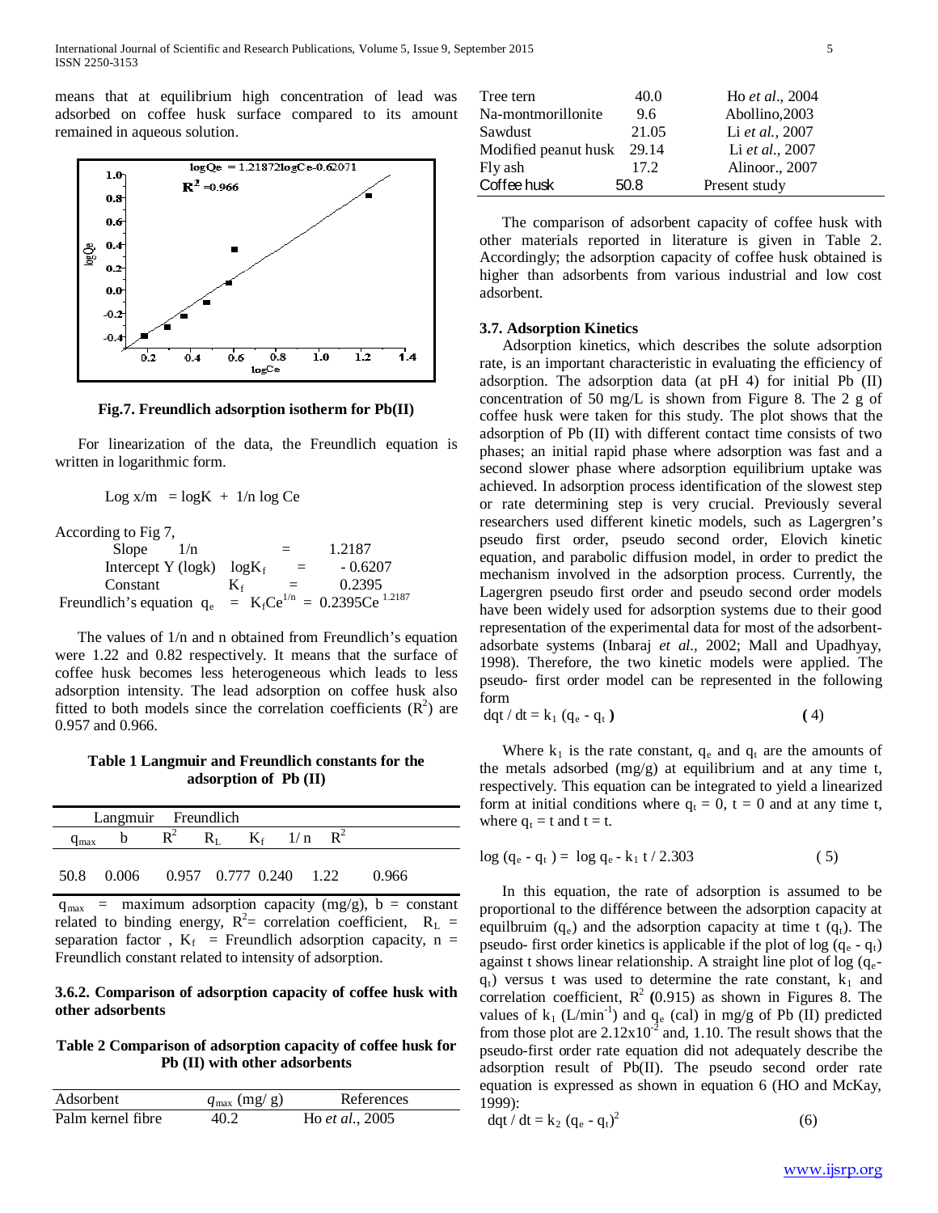means that at equilibrium high concentration of lead was adsorbed on coffee husk surface compared to its amount remained in aqueous solution.

**Fig.7. Freundlich adsorption isotherm for Pb(II)**

For linearization of the data, the Freundlich equation is written in logarithmic form.

$$\text{Log } x/m = \log K + 1/n \log Ce$$

According to Fig 7,

Slope $1/n$ = 1.2187

Intercept Y (logk) $\log K_f$ = - 0.6207

Constant $K_f$ = 0.2395

Freundlich's equation $q_e = K_f Ce^{1/n} = 0.2395 Ce^{1.2187}$

The values of 1/n and n obtained from Freundlich's equation were 1.22 and 0.82 respectively. It means that the surface of coffee husk becomes less heterogeneous which leads to less adsorption intensity. The lead adsorption on coffee husk also fitted to both models since the correlation coefficients ($R^2$) are 0.957 and 0.966.

**Table 1 Langmuir and Freundlich constants for the adsorption of Pb (II)**

| Langmuir | | | | Freundlich | | |
|---|---|---|---|---|---|---|
| $q_{max}$ | b | $R^2$ | $R_L$ | $K_f$ | 1/n | $R^2$ |
| 50.8 | 0.006 | 0.957 | 0.777 | 0.240 | 1.22 | 0.966 |

$q_{max}$ = maximum adsorption capacity (mg/g), b = constant related to binding energy, $R^2$= correlation coefficient, $R_L$ = separation factor , $K_f$ = Freundlich adsorption capacity, n = Freundlich constant related to intensity of adsorption.

#### 3.6.2. Comparison of adsorption capacity of coffee husk with other adsorbents

**Table 2 Comparison of adsorption capacity of coffee husk for Pb (II) with other adsorbents**

| Adsorbent | $q_{max}$ (mg/ g) | References |
|---|---|---|
| Palm kernel fibre | 40.2 | Ho *et al.*, 2005 |
| Tree tern | 40.0 | Ho *et al.*, 2004 |
| Na-montmorillonite | 9.6 | Abollino,2003 |
| Sawdust | 21.05 | Li *et al.*, 2007 |
| Modified peanut husk | 29.14 | Li *et al.*, 2007 |
| Fly ash | 17.2 | Alinoor., 2007 |
| Coffee husk | 50.8 | Present study |

The comparison of adsorbent capacity of coffee husk with other materials reported in literature is given in Table 2. Accordingly; the adsorption capacity of coffee husk obtained is higher than adsorbents from various industrial and low cost adsorbent.

### 3.7. Adsorption Kinetics

Adsorption kinetics, which describes the solute adsorption rate, is an important characteristic in evaluating the efficiency of adsorption. The adsorption data (at pH 4) for initial Pb (II) concentration of 50 mg/L is shown from Figure 8. The 2 g of coffee husk were taken for this study. The plot shows that the adsorption of Pb (II) with different contact time consists of two phases; an initial rapid phase where adsorption was fast and a second slower phase where adsorption equilibrium uptake was achieved. In adsorption process identification of the slowest step or rate determining step is very crucial. Previously several researchers used different kinetic models, such as Lagergren's pseudo first order, pseudo second order, Elovich kinetic equation, and parabolic diffusion model, in order to predict the mechanism involved in the adsorption process. Currently, the Lagergren pseudo first order and pseudo second order models have been widely used for adsorption systems due to their good representation of the experimental data for most of the adsorbent-adsorbate systems (Inbaraj *et al.*, 2002; Mall and Upadhyay, 1998). Therefore, the two kinetic models were applied. The pseudo- first order model can be represented in the following form

$$dqt / dt = k_1 (q_e - q_t) \quad (4)$$

Where $k_1$ is the rate constant, $q_e$ and $q_t$ are the amounts of the metals adsorbed (mg/g) at equilibrium and at any time t, respectively. This equation can be integrated to yield a linearized form at initial conditions where $q_t = 0$, $t = 0$ and at any time t, where $q_t = t$ and $t = t$.

$$\log (q_e - q_t) = \log q_e - k_1 t / 2.303 \quad (5)$$

In this equation, the rate of adsorption is assumed to be proportional to the différence between the adsorption capacity at equilbruim ($q_e$) and the adsorption capacity at time t ($q_t$). The pseudo- first order kinetics is applicable if the plot of log ($q_e - q_t$) against t shows linear relationship. A straight line plot of log ($q_e - q_t$) versus t was used to determine the rate constant, $k_1$ and correlation coefficient, $R^2$ (0.915) as shown in Figures 8. The values of $k_1$ ($L/min^{-1}$) and $q_e$ (cal) in mg/g of Pb (II) predicted from those plot are $2.12 \times 10^{-2}$ and, 1.10. The result shows that the pseudo-first order rate equation did not adequately describe the adsorption result of Pb(II). The pseudo second order rate equation is expressed as shown in equation 6 (HO and McKay, 1999):

$$dqt / dt = k_2 (q_e - q_t)^2 \quad (6)$$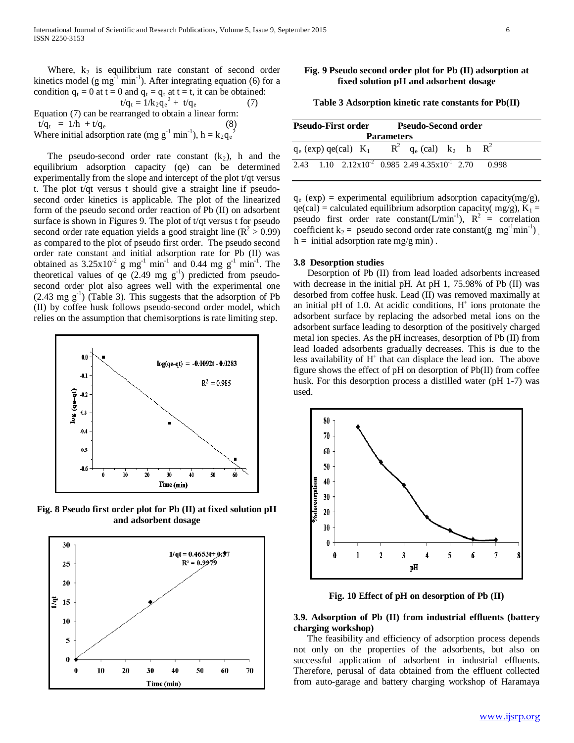Where, $k_2$ is equilibrium rate constant of second order kinetics model (g $mg^{-1}$ $min^{-1}$). After integrating equation (6) for a condition $q_t = 0$ at t = 0 and $q_t = q_t$ at t = t, it can be obtained:

$$t/q_t = 1/k_2 q_e^2 + t/q_e \qquad (7)$$

Equation (7) can be rearranged to obtain a linear form:

$$t/q_t = 1/h + t/q_e \qquad (8)$$

Where initial adsorption rate (mg $g^{-1}$ $min^{-1}$), $h = k_2 q_e^2$

The pseudo-second order rate constant ($k_2$), h and the equilibrium adsorption capacity (qe) can be determined experimentally from the slope and intercept of the plot t/qt versus t. The plot t/qt versus t should give a straight line if pseudo-second order kinetics is applicable. The plot of the linearized form of the pseudo second order reaction of Pb (II) on adsorbent surface is shown in Figures 9. The plot of t/qt versus t for pseudo second order rate equation yields a good straight line ($R^2 > 0.99$) as compared to the plot of pseudo first order. The pseudo second order rate constant and initial adsorption rate for Pb (II) was obtained as $3.25 \times 10^{-2}$ g $mg^{-1}$ $min^{-1}$ and 0.44 mg $g^{-1}$ $min^{-1}$. The theoretical values of qe (2.49 mg $g^{-1}$) predicted from pseudo-second order plot also agrees well with the experimental one (2.43 mg $g^{-1}$) (Table 3). This suggests that the adsorption of Pb (II) by coffee husk follows pseudo-second order model, which relies on the assumption that chemisorptions is rate limiting step.

**Fig. 8 Pseudo first order plot for Pb (II) at fixed solution pH and adsorbent dosage**

**Fig. 9 Pseudo second order plot for Pb (II) adsorption at fixed solution pH and adsorbent dosage**

**Table 3 Adsorption kinetic rate constants for Pb(II)**

| Pseudo-First order | | | | Pseudo-Second order | | | |
|---|---|---|---|---|---|---|---|
| **Parameters** | | | | | | | |
| $q_e$ (exp) | qe(cal) | $K_1$ | $R^2$ | $q_e$ (cal) | $k_2$ | h | $R^2$ |
| 2.43 | 1.10 | $2.12 \times 10^{-2}$ | 0.985 | 2.49 | $4.35 \times 10^{-1}$ | 2.70 | 0.998 |

$q_e$ (exp) = experimental equilibrium adsorption capacity(mg/g), qe(cal) = calculated equilibrium adsorption capacity( mg/g), $K_1$ = pseudo first order rate constant(L/$min^{-1}$), $R^2$ = correlation coefficient $k_2$ = pseudo second order rate constant(g $mg^{-1}min^{-1}$), h = initial adsorption rate mg/g min) .

### 3.8 Desorption studies

Desorption of Pb (II) from lead loaded adsorbents increased with decrease in the initial pH. At pH 1, 75.98% of Pb (II) was desorbed from coffee husk. Lead (II) was removed maximally at an initial pH of 1.0. At acidic conditions, $H^+$ ions protonate the adsorbent surface by replacing the adsorbed metal ions on the adsorbent surface leading to desorption of the positively charged metal ion species. As the pH increases, desorption of Pb (II) from lead loaded adsorbents gradually decreases. This is due to the less availability of $H^+$ that can displace the lead ion. The above figure shows the effect of pH on desorption of Pb(II) from coffee husk. For this desorption process a distilled water (pH 1-7) was used.

**Fig. 10 Effect of pH on desorption of Pb (II)**

### 3.9. Adsorption of Pb (II) from industrial effluents (battery charging workshop)

The feasibility and efficiency of adsorption process depends not only on the properties of the adsorbents, but also on successful application of adsorbent in industrial effluents. Therefore, perusal of data obtained from the effluent collected from auto-garage and battery charging workshop of Haramaya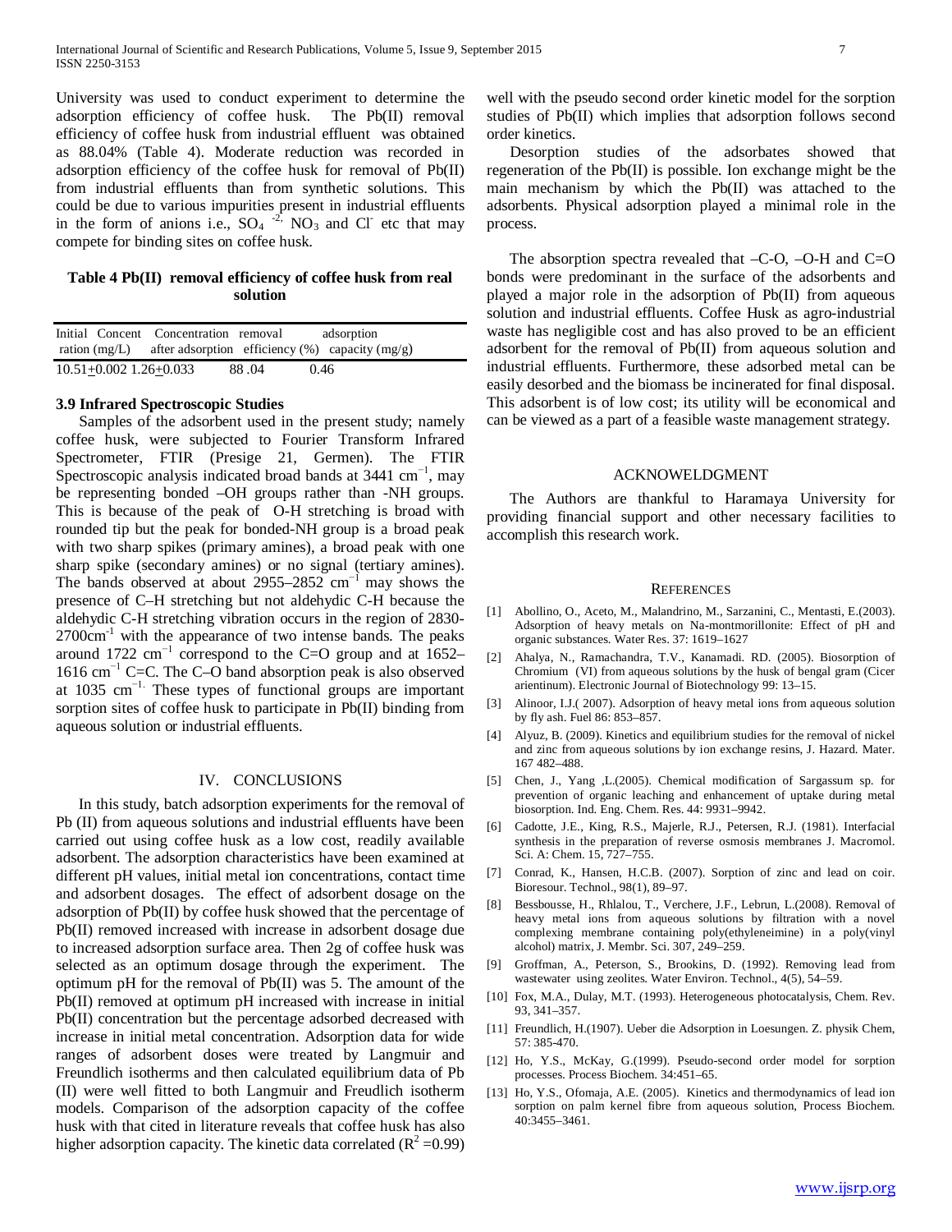University was used to conduct experiment to determine the adsorption efficiency of coffee husk. The Pb(II) removal efficiency of coffee husk from industrial effluent was obtained as 88.04% (Table 4). Moderate reduction was recorded in adsorption efficiency of the coffee husk for removal of Pb(II) from industrial effluents than from synthetic solutions. This could be due to various impurities present in industrial effluents in the form of anions i.e., $SO_4^{-2,}$ $NO_3$ and $Cl^-$ etc that may compete for binding sites on coffee husk.

**Table 4 Pb(II) removal efficiency of coffee husk from real solution**

| Initial Concentration (mg/L) | Concentration after adsorption | removal efficiency (%) | adsorption capacity (mg/g) |
|---|---|---|---|
| 10.51±0.002 | 1.26±0.033 | 88 .04 | 0.46 |

### 3.9 Infrared Spectroscopic Studies

Samples of the adsorbent used in the present study; namely coffee husk, were subjected to Fourier Transform Infrared Spectrometer, FTIR (Presige 21, Germen). The FTIR Spectroscopic analysis indicated broad bands at 3441 $cm^{-1}$, may be representing bonded –OH groups rather than -NH groups. This is because of the peak of O-H stretching is broad with rounded tip but the peak for bonded-NH group is a broad peak with two sharp spikes (primary amines), a broad peak with one sharp spike (secondary amines) or no signal (tertiary amines). The bands observed at about 2955–2852 $cm^{-1}$ may shows the presence of C–H stretching but not aldehydic C-H because the aldehydic C-H stretching vibration occurs in the region of 2830-2700$cm^{-1}$ with the appearance of two intense bands. The peaks around 1722 $cm^{-1}$ correspond to the C=O group and at 1652–1616 $cm^{-1}$ C=C. The C–O band absorption peak is also observed at 1035 $cm^{-1}$. These types of functional groups are important sorption sites of coffee husk to participate in Pb(II) binding from aqueous solution or industrial effluents.

## IV. CONCLUSIONS

In this study, batch adsorption experiments for the removal of Pb (II) from aqueous solutions and industrial effluents have been carried out using coffee husk as a low cost, readily available adsorbent. The adsorption characteristics have been examined at different pH values, initial metal ion concentrations, contact time and adsorbent dosages. The effect of adsorbent dosage on the adsorption of Pb(II) by coffee husk showed that the percentage of Pb(II) removed increased with increase in adsorbent dosage due to increased adsorption surface area. Then 2g of coffee husk was selected as an optimum dosage through the experiment. The optimum pH for the removal of Pb(II) was 5. The amount of the Pb(II) removed at optimum pH increased with increase in initial Pb(II) concentration but the percentage adsorbed decreased with increase in initial metal concentration. Adsorption data for wide ranges of adsorbent doses were treated by Langmuir and Freundlich isotherms and then calculated equilibrium data of Pb (II) were well fitted to both Langmuir and Freudlich isotherm models. Comparison of the adsorption capacity of the coffee husk with that cited in literature reveals that coffee husk has also higher adsorption capacity. The kinetic data correlated ($R^2$ =0.99) well with the pseudo second order kinetic model for the sorption studies of Pb(II) which implies that adsorption follows second order kinetics.

Desorption studies of the adsorbates showed that regeneration of the Pb(II) is possible. Ion exchange might be the main mechanism by which the Pb(II) was attached to the adsorbents. Physical adsorption played a minimal role in the process.

The absorption spectra revealed that –C-O, –O-H and C=O bonds were predominant in the surface of the adsorbents and played a major role in the adsorption of Pb(II) from aqueous solution and industrial effluents. Coffee Husk as agro-industrial waste has negligible cost and has also proved to be an efficient adsorbent for the removal of Pb(II) from aqueous solution and industrial effluents. Furthermore, these adsorbed metal can be easily desorbed and the biomass be incinerated for final disposal. This adsorbent is of low cost; its utility will be economical and can be viewed as a part of a feasible waste management strategy.

## ACKNOWELDGMENT

The Authors are thankful to Haramaya University for providing financial support and other necessary facilities to accomplish this research work.

## REFERENCES

[1] Abollino, O., Aceto, M., Malandrino, M., Sarzanini, C., Mentasti, E.(2003). Adsorption of heavy metals on Na-montmorillonite: Effect of pH and organic substances. Water Res. 37: 1619–1627

[2] Ahalya, N., Ramachandra, T.V., Kanamadi. RD. (2005). Biosorption of Chromium (VI) from aqueous solutions by the husk of bengal gram (Cicer arientinum). Electronic Journal of Biotechnology 99: 13–15.

[3] Alinoor, I.J.( 2007). Adsorption of heavy metal ions from aqueous solution by fly ash. Fuel 86: 853–857.

[4] Alyuz, B. (2009). Kinetics and equilibrium studies for the removal of nickel and zinc from aqueous solutions by ion exchange resins, J. Hazard. Mater. 167 482–488.

[5] Chen, J., Yang ,L.(2005). Chemical modification of Sargassum sp. for prevention of organic leaching and enhancement of uptake during metal biosorption. Ind. Eng. Chem. Res. 44: 9931–9942.

[6] Cadotte, J.E., King, R.S., Majerle, R.J., Petersen, R.J. (1981). Interfacial synthesis in the preparation of reverse osmosis membranes J. Macromol. Sci. A: Chem. 15, 727–755.

[7] Conrad, K., Hansen, H.C.B. (2007). Sorption of zinc and lead on coir. Bioresour. Technol., 98(1), 89–97.

[8] Bessbousse, H., Rhlalou, T., Verchere, J.F., Lebrun, L.(2008). Removal of heavy metal ions from aqueous solutions by filtration with a novel complexing membrane containing poly(ethyleneimine) in a poly(vinyl alcohol) matrix, J. Membr. Sci. 307, 249–259.

[9] Groffman, A., Peterson, S., Brookins, D. (1992). Removing lead from wastewater using zeolites. Water Environ. Technol., 4(5), 54–59.

[10] Fox, M.A., Dulay, M.T. (1993). Heterogeneous photocatalysis, Chem. Rev. 93, 341–357.

[11] Freundlich, H.(1907). Ueber die Adsorption in Loesungen. Z. physik Chem, 57: 385-470.

[12] Ho, Y.S., McKay, G.(1999). Pseudo-second order model for sorption processes. Process Biochem. 34:451–65.

[13] Ho, Y.S., Ofomaja, A.E. (2005). Kinetics and thermodynamics of lead ion sorption on palm kernel fibre from aqueous solution, Process Biochem. 40:3455–3461.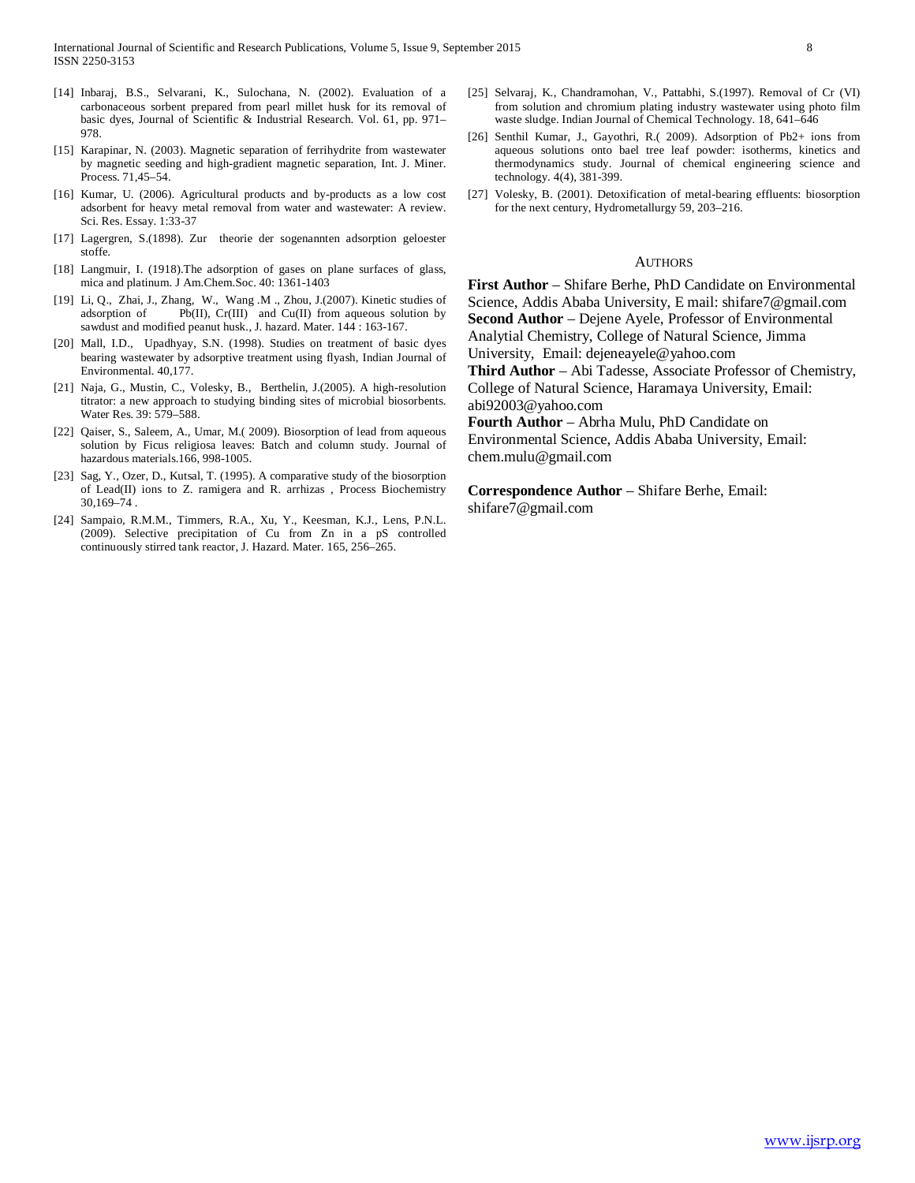[14] Inbaraj, B.S., Selvarani, K., Sulochana, N. (2002). Evaluation of a carbonaceous sorbent prepared from pearl millet husk for its removal of basic dyes, Journal of Scientific & Industrial Research. Vol. 61, pp. 971–978.

[15] Karapinar, N. (2003). Magnetic separation of ferrihydrite from wastewater by magnetic seeding and high-gradient magnetic separation, Int. J. Miner. Process. 71,45–54.

[16] Kumar, U. (2006). Agricultural products and by-products as a low cost adsorbent for heavy metal removal from water and wastewater: A review. Sci. Res. Essay. 1:33-37

[17] Lagergren, S.(1898). Zur theorie der sogenannten adsorption geloester stoffe.

[18] Langmuir, I. (1918).The adsorption of gases on plane surfaces of glass, mica and platinum. J Am.Chem.Soc. 40: 1361-1403

[19] Li, Q., Zhai, J., Zhang, W., Wang .M ., Zhou, J.(2007). Kinetic studies of adsorption of Pb(II), Cr(III) and Cu(II) from aqueous solution by sawdust and modified peanut husk., J. hazard. Mater. 144 : 163-167.

[20] Mall, I.D., Upadhyay, S.N. (1998). Studies on treatment of basic dyes bearing wastewater by adsorptive treatment using flyash, Indian Journal of Environmental. 40,177.

[21] Naja, G., Mustin, C., Volesky, B., Berthelin, J.(2005). A high-resolution titrator: a new approach to studying binding sites of microbial biosorbents. Water Res. 39: 579–588.

[22] Qaiser, S., Saleem, A., Umar, M.( 2009). Biosorption of lead from aqueous solution by Ficus religiosa leaves: Batch and column study. Journal of hazardous materials.166, 998-1005.

[23] Sag, Y., Ozer, D., Kutsal, T. (1995). A comparative study of the biosorption of Lead(II) ions to Z. ramigera and R. arrhizas , Process Biochemistry 30,169–74 .

[24] Sampaio, R.M.M., Timmers, R.A., Xu, Y., Keesman, K.J., Lens, P.N.L. (2009). Selective precipitation of Cu from Zn in a pS controlled continuously stirred tank reactor, J. Hazard. Mater. 165, 256–265.

[25] Selvaraj, K., Chandramohan, V., Pattabhi, S.(1997). Removal of Cr (VI) from solution and chromium plating industry wastewater using photo film waste sludge. Indian Journal of Chemical Technology. 18, 641–646

[26] Senthil Kumar, J., Gayothri, R.( 2009). Adsorption of $Pb^{2+}$ ions from aqueous solutions onto bael tree leaf powder: isotherms, kinetics and thermodynamics study. Journal of chemical engineering science and technology. 4(4), 381-399.

[27] Volesky, B. (2001). Detoxification of metal-bearing effluents: biosorption for the next century, Hydrometallurgy 59, 203–216.

## Authors

**First Author** – Shifare Berhe, PhD Candidate on Environmental Science, Addis Ababa University, E mail: shifare7@gmail.com

**Second Author** – Dejene Ayele, Professor of Environmental Analytial Chemistry, College of Natural Science, Jimma University, Email: dejeneayele@yahoo.com

**Third Author** – Abi Tadesse, Associate Professor of Chemistry, College of Natural Science, Haramaya University, Email: abi92003@yahoo.com

**Fourth Author** – Abrha Mulu, PhD Candidate on Environmental Science, Addis Ababa University, Email: chem.mulu@gmail.com

**Correspondence Author** – Shifare Berhe, Email: shifare7@gmail.com